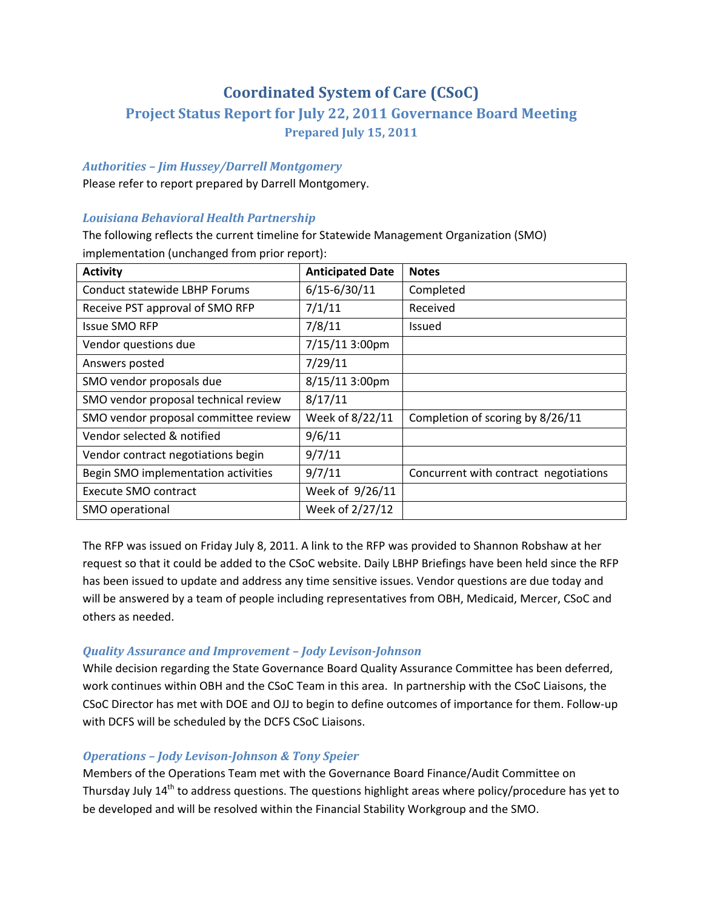# Coordinated System of Care (CSoC)

## Project Status Report for July 22, 2011 Governance Board Meeting

### Prepared July 15, 2011

### *Authorities – Jim Hussey/Darrell Montgomery*

Please refer to report prepared by Darrell Montgomery.

### *Louisiana Behavioral Health Partnership*

The following reflects the current timeline for Statewide Management Organization (SMO) implementation (unchanged from prior report):

| Activity | Anticipated Date | Notes |
|---|---|---|
| Conduct statewide LBHP Forums | 6/15-6/30/11 | Completed |
| Receive PST approval of SMO RFP | 7/1/11 | Received |
| Issue SMO RFP | 7/8/11 | Issued |
| Vendor questions due | 7/15/11 3:00pm | |
| Answers posted | 7/29/11 | |
| SMO vendor proposals due | 8/15/11 3:00pm | |
| SMO vendor proposal technical review | 8/17/11 | |
| SMO vendor proposal committee review | Week of 8/22/11 | Completion of scoring by 8/26/11 |
| Vendor selected & notified | 9/6/11 | |
| Vendor contract negotiations begin | 9/7/11 | |
| Begin SMO implementation activities | 9/7/11 | Concurrent with contract negotiations |
| Execute SMO contract | Week of 9/26/11 | |
| SMO operational | Week of 2/27/12 | |

The RFP was issued on Friday July 8, 2011. A link to the RFP was provided to Shannon Robshaw at her request so that it could be added to the CSoC website. Daily LBHP Briefings have been held since the RFP has been issued to update and address any time sensitive issues. Vendor questions are due today and will be answered by a team of people including representatives from OBH, Medicaid, Mercer, CSoC and others as needed.

### *Quality Assurance and Improvement – Jody Levison-Johnson*

While decision regarding the State Governance Board Quality Assurance Committee has been deferred, work continues within OBH and the CSoC Team in this area. In partnership with the CSoC Liaisons, the CSoC Director has met with DOE and OJJ to begin to define outcomes of importance for them. Follow-up with DCFS will be scheduled by the DCFS CSoC Liaisons.

### *Operations – Jody Levison-Johnson & Tony Speier*

Members of the Operations Team met with the Governance Board Finance/Audit Committee on Thursday July 14th to address questions. The questions highlight areas where policy/procedure has yet to be developed and will be resolved within the Financial Stability Workgroup and the SMO.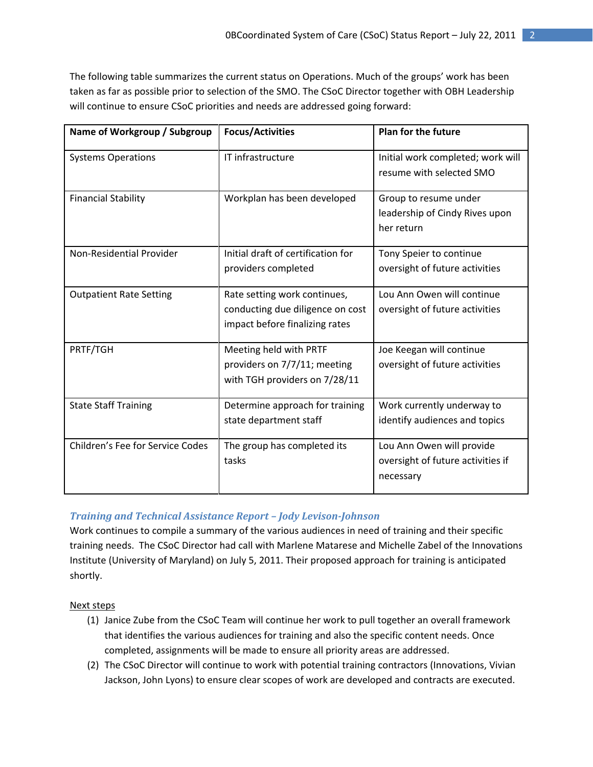The following table summarizes the current status on Operations. Much of the groups' work has been taken as far as possible prior to selection of the SMO. The CSoC Director together with OBH Leadership will continue to ensure CSoC priorities and needs are addressed going forward:

| Name of Workgroup / Subgroup | Focus/Activities | Plan for the future |
| --- | --- | --- |
| Systems Operations | IT infrastructure | Initial work completed; work will resume with selected SMO |
| Financial Stability | Workplan has been developed | Group to resume under leadership of Cindy Rives upon her return |
| Non-Residential Provider | Initial draft of certification for providers completed | Tony Speier to continue oversight of future activities |
| Outpatient Rate Setting | Rate setting work continues, conducting due diligence on cost impact before finalizing rates | Lou Ann Owen will continue oversight of future activities |
| PRTF/TGH | Meeting held with PRTF providers on 7/7/11; meeting with TGH providers on 7/28/11 | Joe Keegan will continue oversight of future activities |
| State Staff Training | Determine approach for training state department staff | Work currently underway to identify audiences and topics |
| Children's Fee for Service Codes | The group has completed its tasks | Lou Ann Owen will provide oversight of future activities if necessary |

### *Training and Technical Assistance Report – Jody Levison-Johnson*

Work continues to compile a summary of the various audiences in need of training and their specific training needs. The CSoC Director had call with Marlene Matarese and Michelle Zabel of the Innovations Institute (University of Maryland) on July 5, 2011. Their proposed approach for training is anticipated shortly.

Next steps

(1) Janice Zube from the CSoC Team will continue her work to pull together an overall framework that identifies the various audiences for training and also the specific content needs. Once completed, assignments will be made to ensure all priority areas are addressed.

(2) The CSoC Director will continue to work with potential training contractors (Innovations, Vivian Jackson, John Lyons) to ensure clear scopes of work are developed and contracts are executed.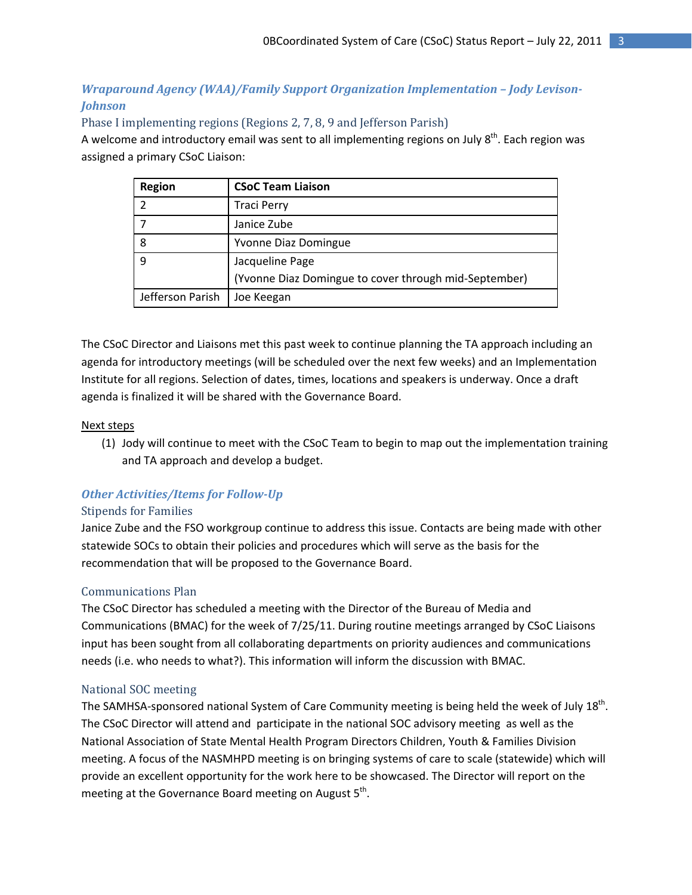### *Wraparound Agency (WAA)/Family Support Organization Implementation – Jody Levison-Johnson*

#### Phase I implementing regions (Regions 2, 7, 8, 9 and Jefferson Parish)

A welcome and introductory email was sent to all implementing regions on July 8th. Each region was assigned a primary CSoC Liaison:

| Region | CSoC Team Liaison |
|---|---|
| 2 | Traci Perry |
| 7 | Janice Zube |
| 8 | Yvonne Diaz Domingue |
| 9 | Jacqueline Page<br>(Yvonne Diaz Domingue to cover through mid-September) |
| Jefferson Parish | Joe Keegan |

The CSoC Director and Liaisons met this past week to continue planning the TA approach including an agenda for introductory meetings (will be scheduled over the next few weeks) and an Implementation Institute for all regions. Selection of dates, times, locations and speakers is underway. Once a draft agenda is finalized it will be shared with the Governance Board.

Next steps

(1) Jody will continue to meet with the CSoC Team to begin to map out the implementation training and TA approach and develop a budget.

### *Other Activities/Items for Follow-Up*

#### Stipends for Families

Janice Zube and the FSO workgroup continue to address this issue. Contacts are being made with other statewide SOCs to obtain their policies and procedures which will serve as the basis for the recommendation that will be proposed to the Governance Board.

#### Communications Plan

The CSoC Director has scheduled a meeting with the Director of the Bureau of Media and Communications (BMAC) for the week of 7/25/11. During routine meetings arranged by CSoC Liaisons input has been sought from all collaborating departments on priority audiences and communications needs (i.e. who needs to what?). This information will inform the discussion with BMAC.

#### National SOC meeting

The SAMHSA-sponsored national System of Care Community meeting is being held the week of July 18th. The CSoC Director will attend and participate in the national SOC advisory meeting as well as the National Association of State Mental Health Program Directors Children, Youth & Families Division meeting. A focus of the NASMHPD meeting is on bringing systems of care to scale (statewide) which will provide an excellent opportunity for the work here to be showcased. The Director will report on the meeting at the Governance Board meeting on August 5th.